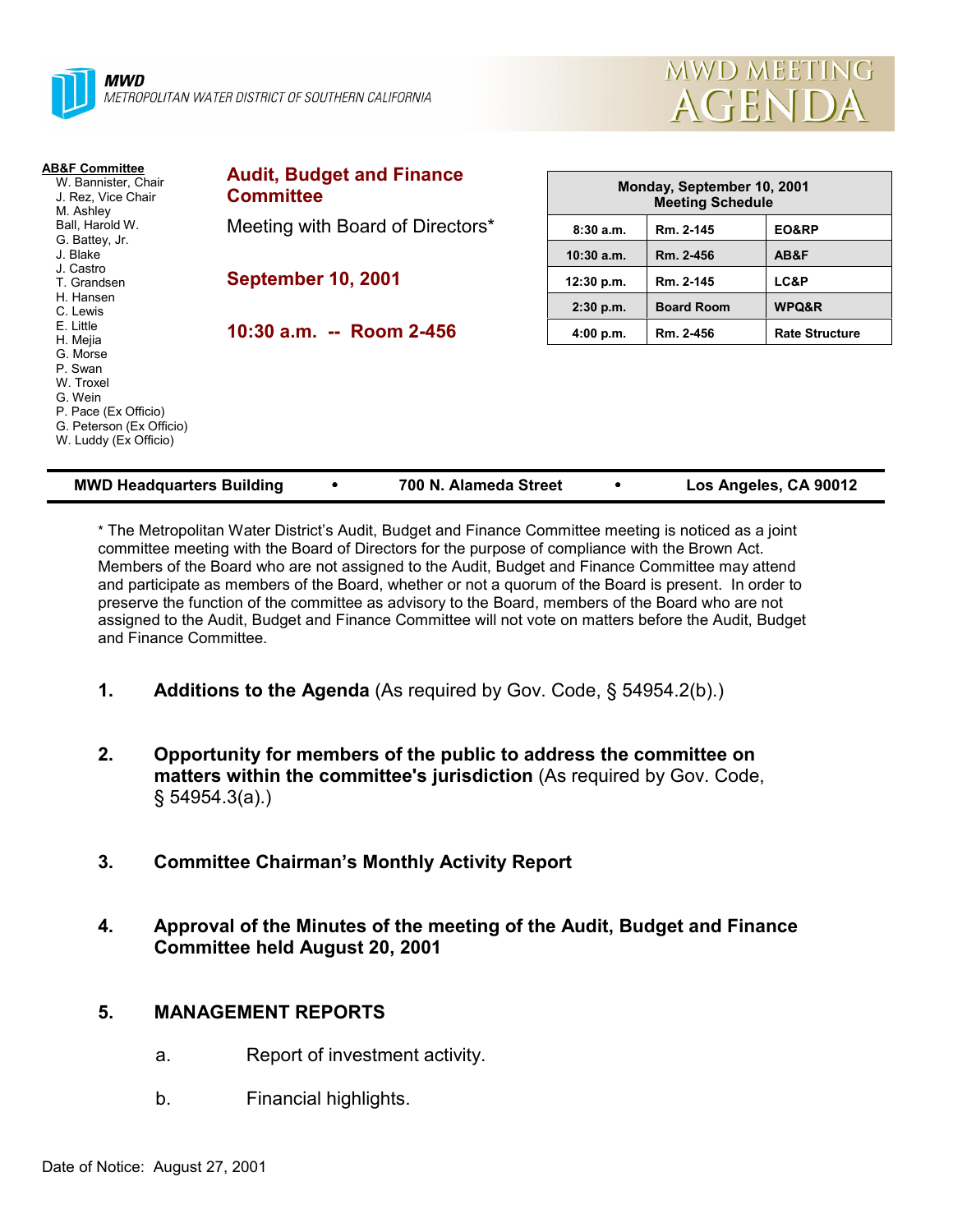**MWD**
METROPOLITAN WATER DISTRICT OF SOUTHERN CALIFORNIA

# MWD MEETING AGENDA

**AB&F Committee**
W. Bannister, Chair
J. Rez, Vice Chair
M. Ashley
Ball, Harold W.
G. Battey, Jr.
J. Blake
J. Castro
T. Grandsen
H. Hansen
C. Lewis
E. Little
H. Mejia
G. Morse
P. Swan
W. Troxel
G. Wein
P. Pace (Ex Officio)
G. Peterson (Ex Officio)
W. Luddy (Ex Officio)

## Audit, Budget and Finance Committee

Meeting with Board of Directors*

**September 10, 2001**

**10:30 a.m. -- Room 2-456**

| Monday, September 10, 2001 Meeting Schedule | | |
|---|---|---|
| 8:30 a.m. | Rm. 2-145 | EO&RP |
| 10:30 a.m. | Rm. 2-456 | AB&F |
| 12:30 p.m. | Rm. 2-145 | LC&P |
| 2:30 p.m. | Board Room | WPQ&R |
| 4:00 p.m. | Rm. 2-456 | Rate Structure |

**MWD Headquarters Building • 700 N. Alameda Street • Los Angeles, CA 90012**

* The Metropolitan Water District's Audit, Budget and Finance Committee meeting is noticed as a joint committee meeting with the Board of Directors for the purpose of compliance with the Brown Act. Members of the Board who are not assigned to the Audit, Budget and Finance Committee may attend and participate as members of the Board, whether or not a quorum of the Board is present. In order to preserve the function of the committee as advisory to the Board, members of the Board who are not assigned to the Audit, Budget and Finance Committee will not vote on matters before the Audit, Budget and Finance Committee.

1. **Additions to the Agenda** (As required by Gov. Code, § 54954.2(b).)

2. **Opportunity for members of the public to address the committee on matters within the committee's jurisdiction** (As required by Gov. Code, § 54954.3(a).)

3. **Committee Chairman's Monthly Activity Report**

4. **Approval of the Minutes of the meeting of the Audit, Budget and Finance Committee held August 20, 2001**

5. **MANAGEMENT REPORTS**

   a. Report of investment activity.

   b. Financial highlights.

Date of Notice: August 27, 2001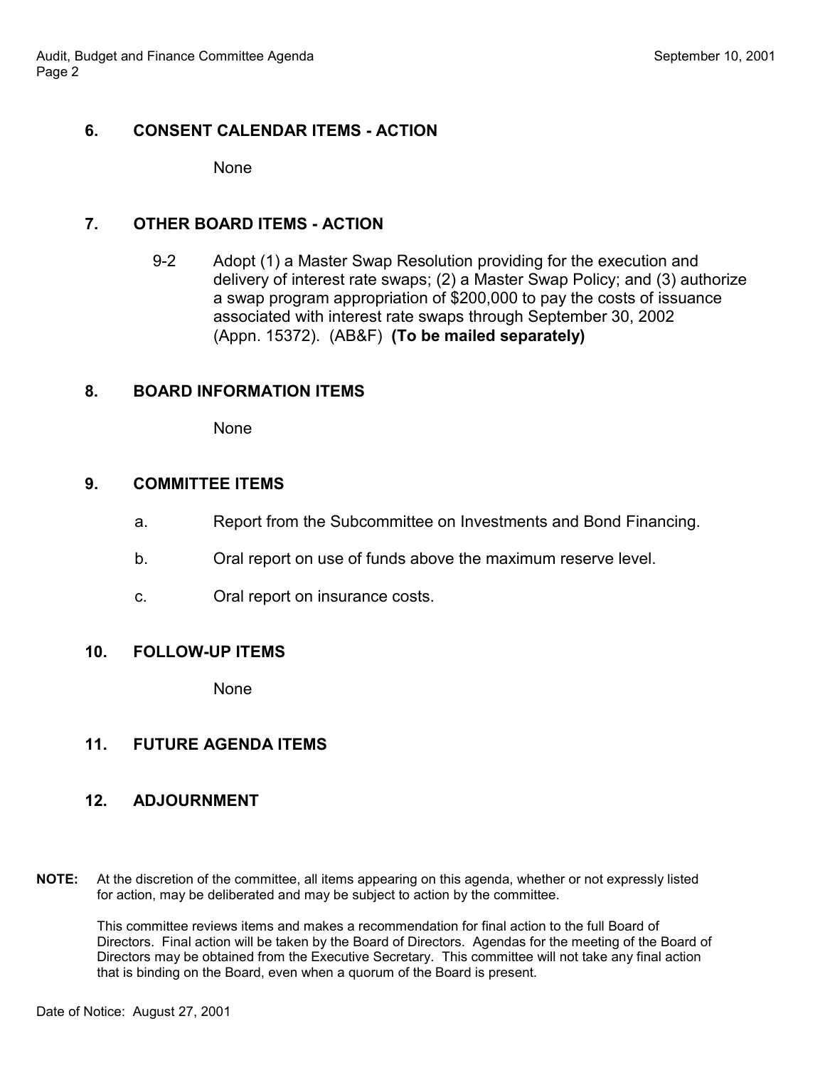## 6. CONSENT CALENDAR ITEMS - ACTION

None

## 7. OTHER BOARD ITEMS - ACTION

9-2 Adopt (1) a Master Swap Resolution providing for the execution and delivery of interest rate swaps; (2) a Master Swap Policy; and (3) authorize a swap program appropriation of $200,000 to pay the costs of issuance associated with interest rate swaps through September 30, 2002 (Appn. 15372). (AB&F) **(To be mailed separately)**

## 8. BOARD INFORMATION ITEMS

None

## 9. COMMITTEE ITEMS

a. Report from the Subcommittee on Investments and Bond Financing.

b. Oral report on use of funds above the maximum reserve level.

c. Oral report on insurance costs.

## 10. FOLLOW-UP ITEMS

None

## 11. FUTURE AGENDA ITEMS

## 12. ADJOURNMENT

**NOTE:** At the discretion of the committee, all items appearing on this agenda, whether or not expressly listed for action, may be deliberated and may be subject to action by the committee.

This committee reviews items and makes a recommendation for final action to the full Board of Directors. Final action will be taken by the Board of Directors. Agendas for the meeting of the Board of Directors may be obtained from the Executive Secretary. This committee will not take any final action that is binding on the Board, even when a quorum of the Board is present.

Date of Notice: August 27, 2001